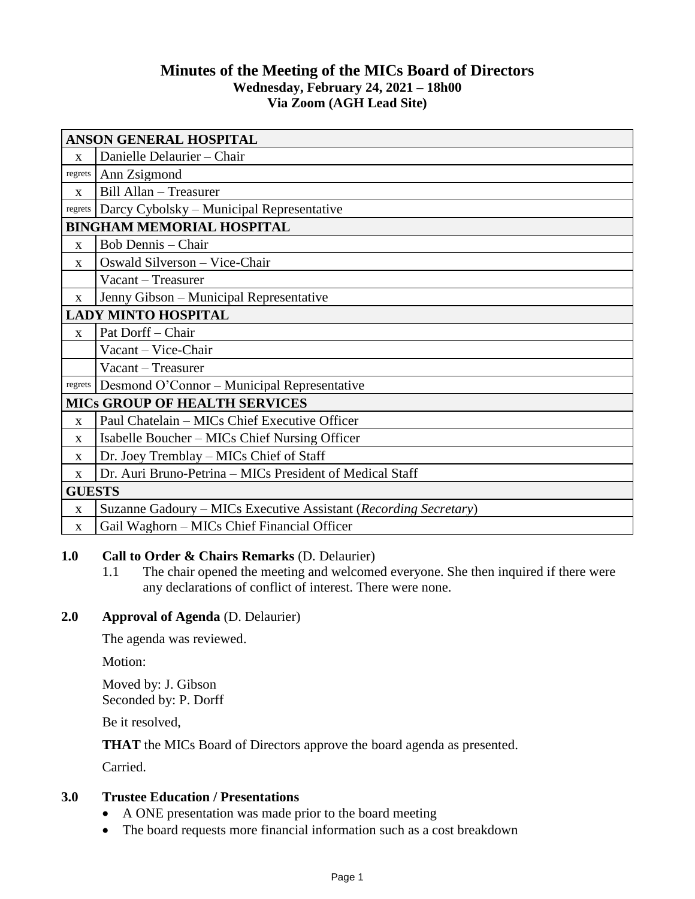# Minutes of the Meeting of the MICs Board of Directors

**Wednesday, February 24, 2021 – 18h00**

**Via Zoom (AGH Lead Site)**

| | |
|---|---|
| **ANSON GENERAL HOSPITAL** | |
| x | Danielle Delaurier – Chair |
| regrets | Ann Zsigmond |
| x | Bill Allan – Treasurer |
| regrets | Darcy Cybolsky – Municipal Representative |
| **BINGHAM MEMORIAL HOSPITAL** | |
| x | Bob Dennis – Chair |
| x | Oswald Silverson – Vice-Chair |
| | Vacant – Treasurer |
| x | Jenny Gibson – Municipal Representative |
| **LADY MINTO HOSPITAL** | |
| x | Pat Dorff – Chair |
| | Vacant – Vice-Chair |
| | Vacant – Treasurer |
| regrets | Desmond O'Connor – Municipal Representative |
| **MICs GROUP OF HEALTH SERVICES** | |
| x | Paul Chatelain – MICs Chief Executive Officer |
| x | Isabelle Boucher – MICs Chief Nursing Officer |
| x | Dr. Joey Tremblay – MICs Chief of Staff |
| x | Dr. Auri Bruno-Petrina – MICs President of Medical Staff |
| **GUESTS** | |
| x | Suzanne Gadoury – MICs Executive Assistant (*Recording Secretary*) |
| x | Gail Waghorn – MICs Chief Financial Officer |

**1.0 Call to Order & Chairs Remarks** (D. Delaurier)

1.1 The chair opened the meeting and welcomed everyone. She then inquired if there were any declarations of conflict of interest. There were none.

**2.0 Approval of Agenda** (D. Delaurier)

The agenda was reviewed.

Motion:

Moved by: J. Gibson
Seconded by: P. Dorff

Be it resolved,

**THAT** the MICs Board of Directors approve the board agenda as presented.

Carried.

**3.0 Trustee Education / Presentations**

- A ONE presentation was made prior to the board meeting
- The board requests more financial information such as a cost breakdown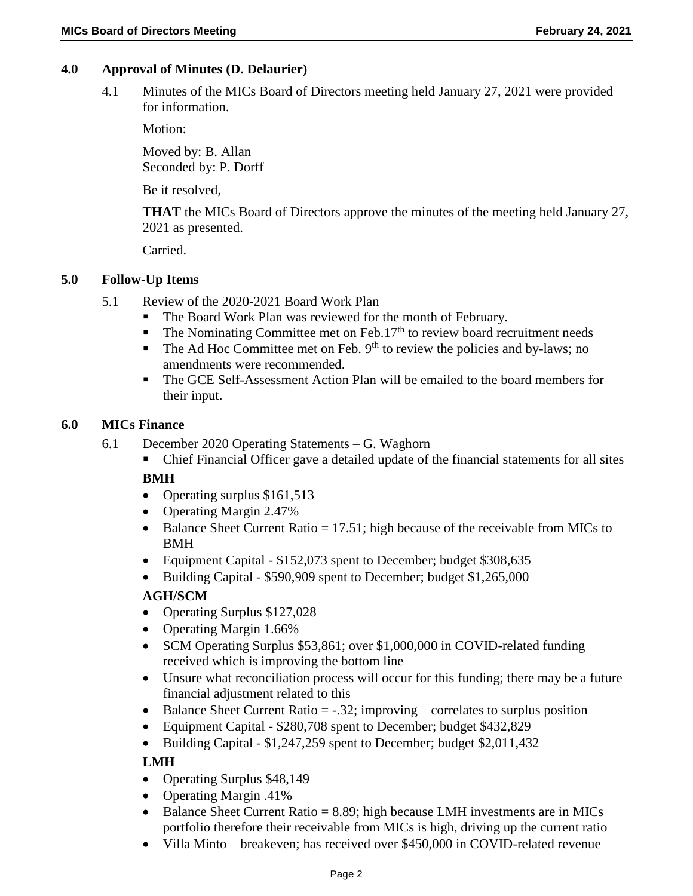## 4.0 Approval of Minutes (D. Delaurier)

4.1 Minutes of the MICs Board of Directors meeting held January 27, 2021 were provided for information.

Motion:

Moved by: B. Allan
Seconded by: P. Dorff

Be it resolved,

**THAT** the MICs Board of Directors approve the minutes of the meeting held January 27, 2021 as presented.

Carried.

## 5.0 Follow-Up Items

5.1 Review of the 2020-2021 Board Work Plan

- The Board Work Plan was reviewed for the month of February.
- The Nominating Committee met on Feb.17th to review board recruitment needs
- The Ad Hoc Committee met on Feb. 9th to review the policies and by-laws; no amendments were recommended.
- The GCE Self-Assessment Action Plan will be emailed to the board members for their input.

## 6.0 MICs Finance

6.1 December 2020 Operating Statements – G. Waghorn

- Chief Financial Officer gave a detailed update of the financial statements for all sites

**BMH**

- Operating surplus $161,513
- Operating Margin 2.47%
- Balance Sheet Current Ratio = 17.51; high because of the receivable from MICs to BMH
- Equipment Capital - $152,073 spent to December; budget $308,635
- Building Capital - $590,909 spent to December; budget $1,265,000

**AGH/SCM**

- Operating Surplus $127,028
- Operating Margin 1.66%
- SCM Operating Surplus $53,861; over $1,000,000 in COVID-related funding received which is improving the bottom line
- Unsure what reconciliation process will occur for this funding; there may be a future financial adjustment related to this
- Balance Sheet Current Ratio = -.32; improving – correlates to surplus position
- Equipment Capital - $280,708 spent to December; budget $432,829
- Building Capital - $1,247,259 spent to December; budget $2,011,432

**LMH**

- Operating Surplus $48,149
- Operating Margin .41%
- Balance Sheet Current Ratio = 8.89; high because LMH investments are in MICs portfolio therefore their receivable from MICs is high, driving up the current ratio
- Villa Minto – breakeven; has received over $450,000 in COVID-related revenue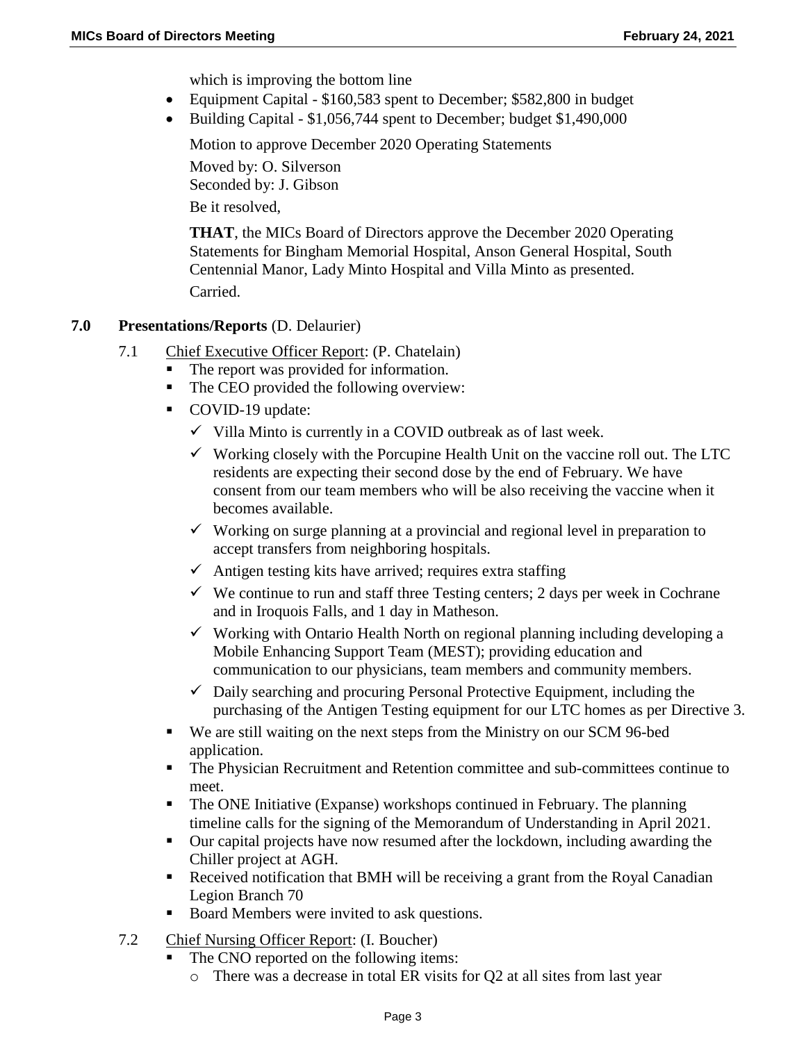which is improving the bottom line

- Equipment Capital - $160,583 spent to December; $582,800 in budget
- Building Capital - $1,056,744 spent to December; budget $1,490,000

Motion to approve December 2020 Operating Statements

Moved by: O. Silverson
Seconded by: J. Gibson

Be it resolved,

**THAT**, the MICs Board of Directors approve the December 2020 Operating Statements for Bingham Memorial Hospital, Anson General Hospital, South Centennial Manor, Lady Minto Hospital and Villa Minto as presented.

Carried.

## 7.0 Presentations/Reports (D. Delaurier)

7.1 Chief Executive Officer Report: (P. Chatelain)

- The report was provided for information.
- The CEO provided the following overview:
- COVID-19 update:
  - ✓ Villa Minto is currently in a COVID outbreak as of last week.
  - ✓ Working closely with the Porcupine Health Unit on the vaccine roll out. The LTC residents are expecting their second dose by the end of February. We have consent from our team members who will be also receiving the vaccine when it becomes available.
  - ✓ Working on surge planning at a provincial and regional level in preparation to accept transfers from neighboring hospitals.
  - ✓ Antigen testing kits have arrived; requires extra staffing
  - ✓ We continue to run and staff three Testing centers; 2 days per week in Cochrane and in Iroquois Falls, and 1 day in Matheson.
  - ✓ Working with Ontario Health North on regional planning including developing a Mobile Enhancing Support Team (MEST); providing education and communication to our physicians, team members and community members.
  - ✓ Daily searching and procuring Personal Protective Equipment, including the purchasing of the Antigen Testing equipment for our LTC homes as per Directive 3.
- We are still waiting on the next steps from the Ministry on our SCM 96-bed application.
- The Physician Recruitment and Retention committee and sub-committees continue to meet.
- The ONE Initiative (Expanse) workshops continued in February. The planning timeline calls for the signing of the Memorandum of Understanding in April 2021.
- Our capital projects have now resumed after the lockdown, including awarding the Chiller project at AGH.
- Received notification that BMH will be receiving a grant from the Royal Canadian Legion Branch 70
- Board Members were invited to ask questions.

7.2 Chief Nursing Officer Report: (I. Boucher)

- The CNO reported on the following items:
  - o There was a decrease in total ER visits for Q2 at all sites from last year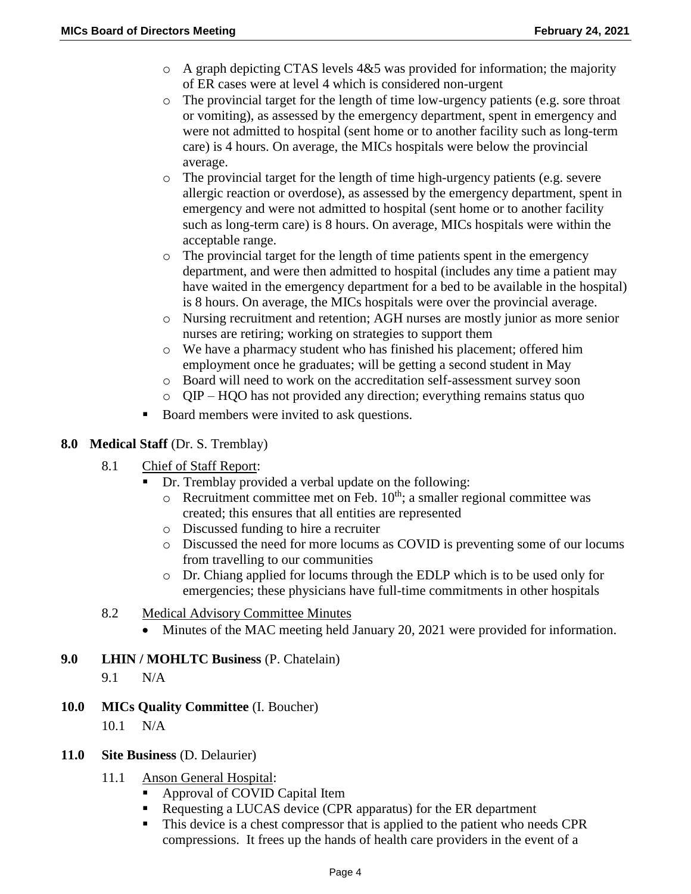- A graph depicting CTAS levels 4&5 was provided for information; the majority of ER cases were at level 4 which is considered non-urgent
  - The provincial target for the length of time low-urgency patients (e.g. sore throat or vomiting), as assessed by the emergency department, spent in emergency and were not admitted to hospital (sent home or to another facility such as long-term care) is 4 hours. On average, the MICs hospitals were below the provincial average.
  - The provincial target for the length of time high-urgency patients (e.g. severe allergic reaction or overdose), as assessed by the emergency department, spent in emergency and were not admitted to hospital (sent home or to another facility such as long-term care) is 8 hours. On average, MICs hospitals were within the acceptable range.
  - The provincial target for the length of time patients spent in the emergency department, and were then admitted to hospital (includes any time a patient may have waited in the emergency department for a bed to be available in the hospital) is 8 hours. On average, the MICs hospitals were over the provincial average.
  - Nursing recruitment and retention; AGH nurses are mostly junior as more senior nurses are retiring; working on strategies to support them
  - We have a pharmacy student who has finished his placement; offered him employment once he graduates; will be getting a second student in May
  - Board will need to work on the accreditation self-assessment survey soon
  - QIP – HQO has not provided any direction; everything remains status quo
- Board members were invited to ask questions.

**8.0 Medical Staff** (Dr. S. Tremblay)

8.1 Chief of Staff Report:

- Dr. Tremblay provided a verbal update on the following:
  - Recruitment committee met on Feb. 10th; a smaller regional committee was created; this ensures that all entities are represented
  - Discussed funding to hire a recruiter
  - Discussed the need for more locums as COVID is preventing some of our locums from travelling to our communities
  - Dr. Chiang applied for locums through the EDLP which is to be used only for emergencies; these physicians have full-time commitments in other hospitals

8.2 Medical Advisory Committee Minutes

- Minutes of the MAC meeting held January 20, 2021 were provided for information.

**9.0 LHIN / MOHLTC Business** (P. Chatelain)

9.1 N/A

**10.0 MICs Quality Committee** (I. Boucher)

10.1 N/A

**11.0 Site Business** (D. Delaurier)

11.1 Anson General Hospital:

- Approval of COVID Capital Item
- Requesting a LUCAS device (CPR apparatus) for the ER department
- This device is a chest compressor that is applied to the patient who needs CPR compressions. It frees up the hands of health care providers in the event of a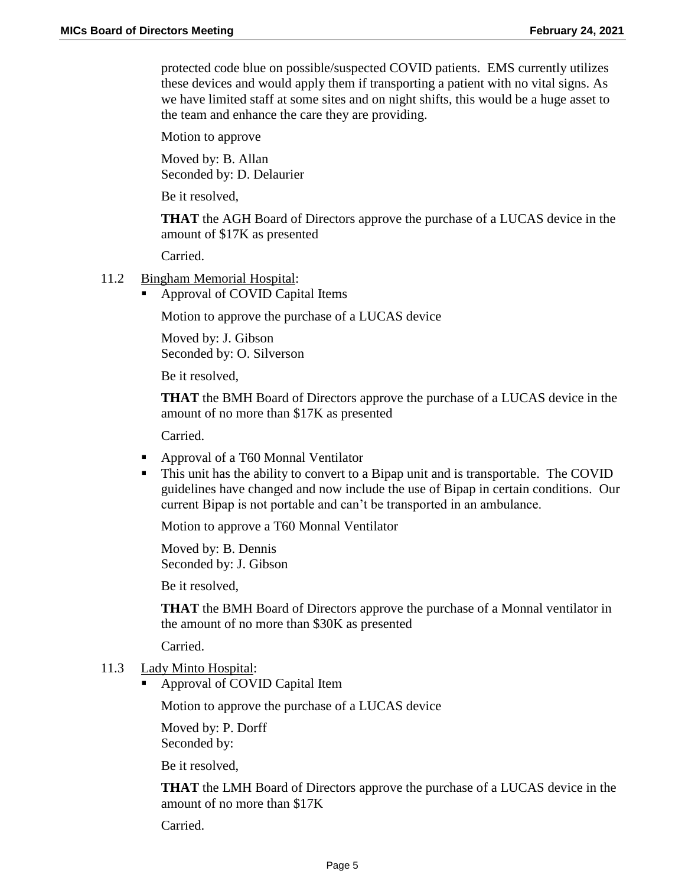protected code blue on possible/suspected COVID patients. EMS currently utilizes these devices and would apply them if transporting a patient with no vital signs. As we have limited staff at some sites and on night shifts, this would be a huge asset to the team and enhance the care they are providing.

Motion to approve

Moved by: B. Allan
Seconded by: D. Delaurier

Be it resolved,

**THAT** the AGH Board of Directors approve the purchase of a LUCAS device in the amount of $17K as presented

Carried.

11.2 Bingham Memorial Hospital:

- Approval of COVID Capital Items

Motion to approve the purchase of a LUCAS device

Moved by: J. Gibson
Seconded by: O. Silverson

Be it resolved,

**THAT** the BMH Board of Directors approve the purchase of a LUCAS device in the amount of no more than $17K as presented

Carried.

- Approval of a T60 Monnal Ventilator
- This unit has the ability to convert to a Bipap unit and is transportable. The COVID guidelines have changed and now include the use of Bipap in certain conditions. Our current Bipap is not portable and can't be transported in an ambulance.

Motion to approve a T60 Monnal Ventilator

Moved by: B. Dennis
Seconded by: J. Gibson

Be it resolved,

**THAT** the BMH Board of Directors approve the purchase of a Monnal ventilator in the amount of no more than $30K as presented

Carried.

11.3 Lady Minto Hospital:

- Approval of COVID Capital Item

Motion to approve the purchase of a LUCAS device

Moved by: P. Dorff
Seconded by:

Be it resolved,

**THAT** the LMH Board of Directors approve the purchase of a LUCAS device in the amount of no more than $17K

Carried.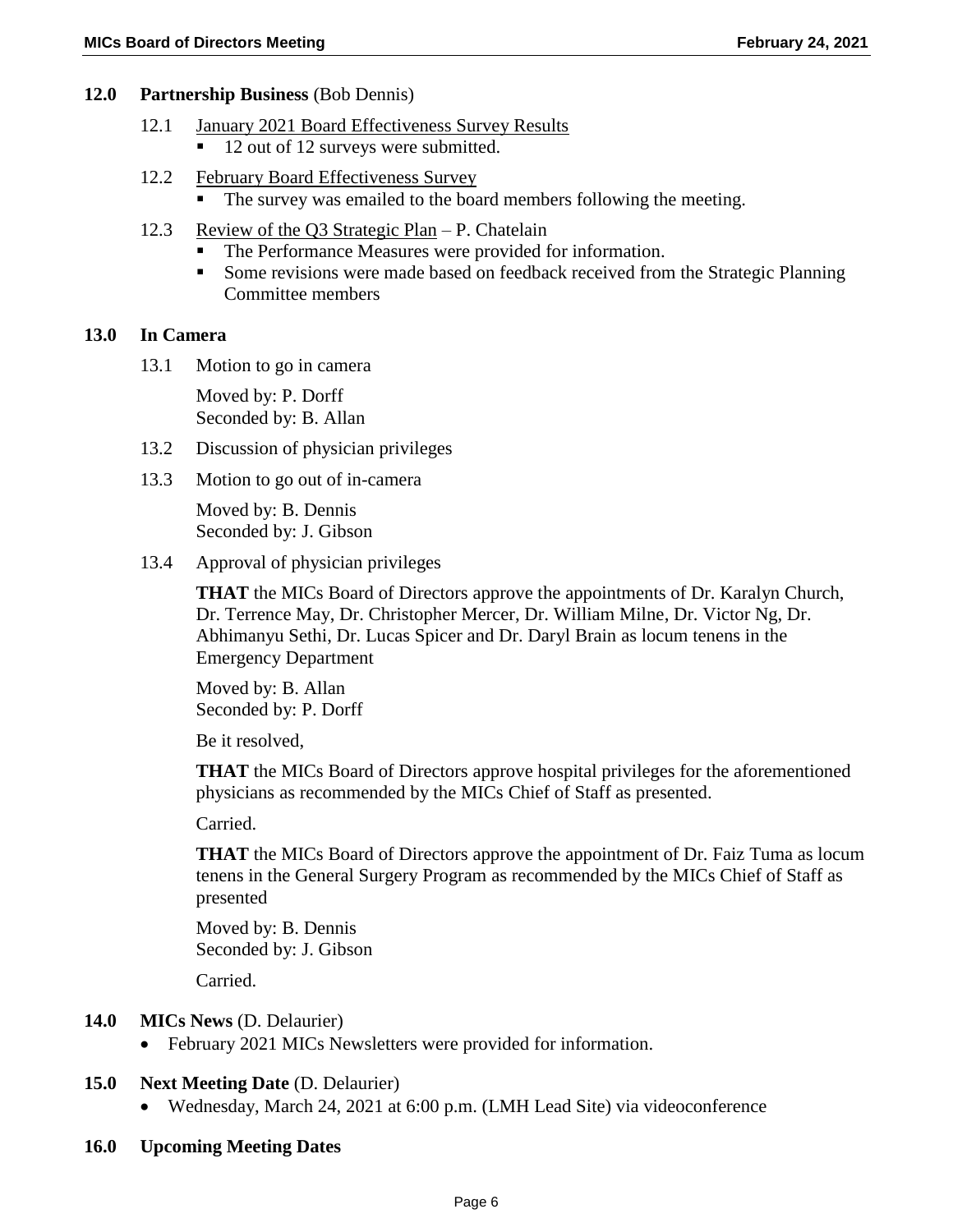## 12.0 Partnership Business (Bob Dennis)

12.1 January 2021 Board Effectiveness Survey Results

- 12 out of 12 surveys were submitted.

12.2 February Board Effectiveness Survey

- The survey was emailed to the board members following the meeting.

12.3 Review of the Q3 Strategic Plan – P. Chatelain

- The Performance Measures were provided for information.
- Some revisions were made based on feedback received from the Strategic Planning Committee members

## 13.0 In Camera

13.1 Motion to go in camera

Moved by: P. Dorff
Seconded by: B. Allan

13.2 Discussion of physician privileges

13.3 Motion to go out of in-camera

Moved by: B. Dennis
Seconded by: J. Gibson

13.4 Approval of physician privileges

**THAT** the MICs Board of Directors approve the appointments of Dr. Karalyn Church, Dr. Terrence May, Dr. Christopher Mercer, Dr. William Milne, Dr. Victor Ng, Dr. Abhimanyu Sethi, Dr. Lucas Spicer and Dr. Daryl Brain as locum tenens in the Emergency Department

Moved by: B. Allan
Seconded by: P. Dorff

Be it resolved,

**THAT** the MICs Board of Directors approve hospital privileges for the aforementioned physicians as recommended by the MICs Chief of Staff as presented.

Carried.

**THAT** the MICs Board of Directors approve the appointment of Dr. Faiz Tuma as locum tenens in the General Surgery Program as recommended by the MICs Chief of Staff as presented

Moved by: B. Dennis
Seconded by: J. Gibson

Carried.

## 14.0 MICs News (D. Delaurier)

- February 2021 MICs Newsletters were provided for information.

## 15.0 Next Meeting Date (D. Delaurier)

- Wednesday, March 24, 2021 at 6:00 p.m. (LMH Lead Site) via videoconference

## 16.0 Upcoming Meeting Dates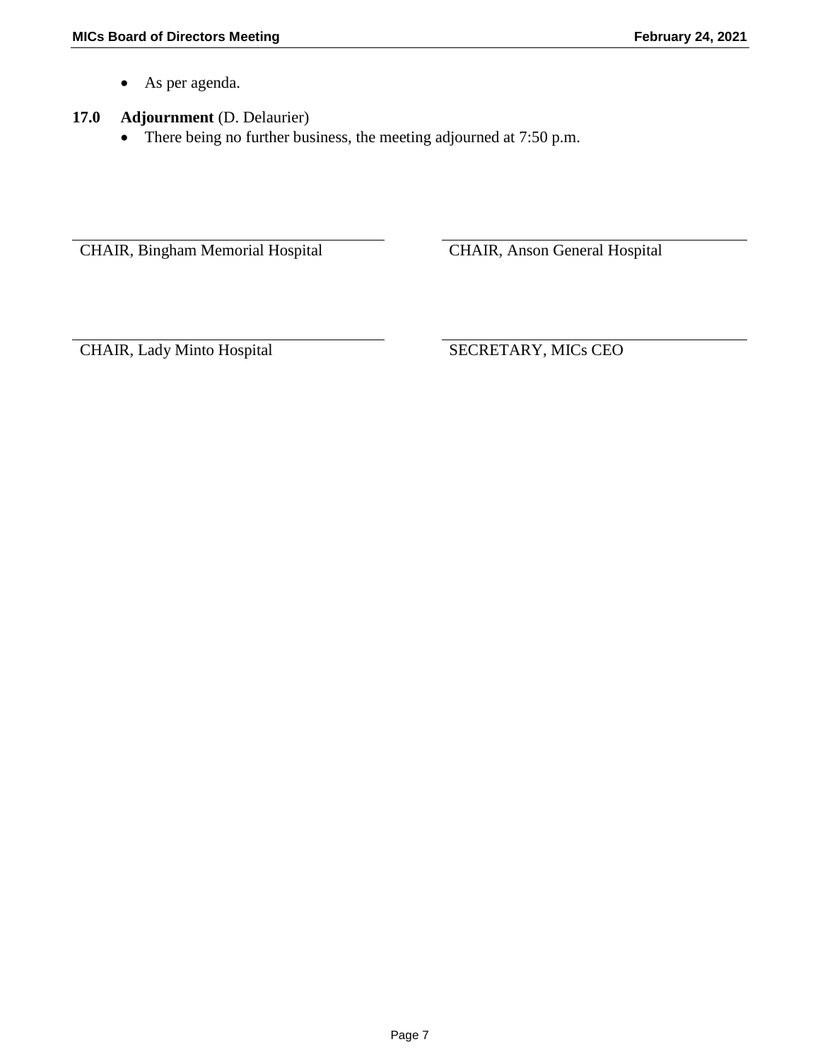- As per agenda.

**17.0 Adjournment** (D. Delaurier)

- There being no further business, the meeting adjourned at 7:50 p.m.

CHAIR, Bingham Memorial Hospital

CHAIR, Anson General Hospital

CHAIR, Lady Minto Hospital

SECRETARY, MICs CEO